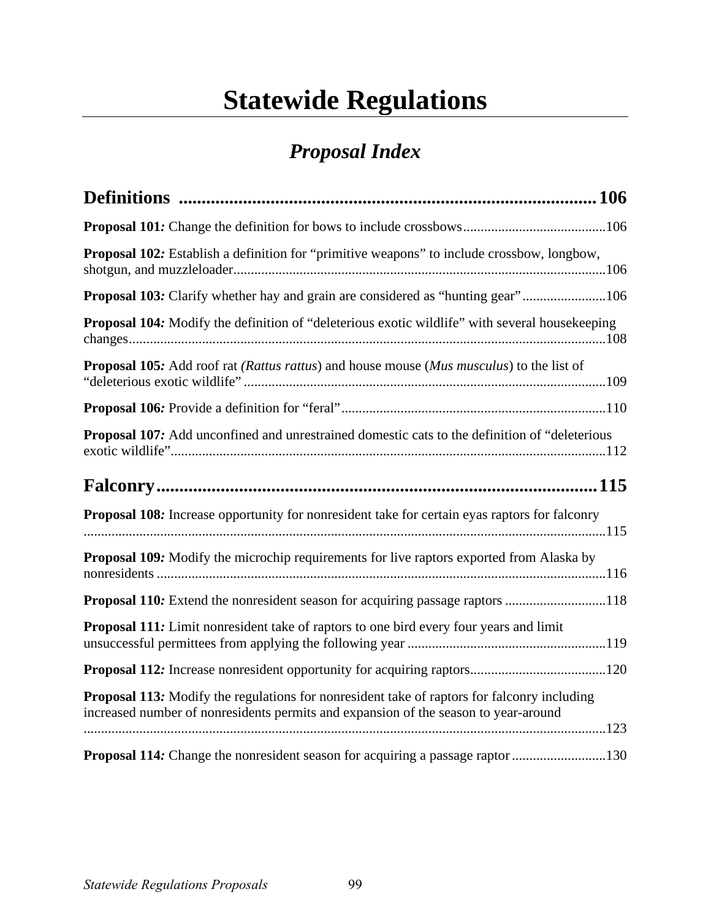# Statewide Regulations

## *Proposal Index*

### Definitions ........................................................................................ 106

**Proposal 101*:*** Change the definition for bows to include crossbows.........................................106

**Proposal 102*:*** Establish a definition for "primitive weapons" to include crossbow, longbow, shotgun, and muzzleloader..........................................................................................................106

**Proposal 103*:*** Clarify whether hay and grain are considered as "hunting gear".......................106

**Proposal 104*:*** Modify the definition of "deleterious exotic wildlife" with several housekeeping changes.........................................................................................................................................108

**Proposal 105*:*** Add roof rat *(Rattus rattus*) and house mouse (*Mus musculus*) to the list of "deleterious exotic wildlife" .......................................................................................................109

**Proposal 106*:*** Provide a definition for "feral"............................................................................110

**Proposal 107*:*** Add unconfined and unrestrained domestic cats to the definition of "deleterious exotic wildlife"............................................................................................................................112

### Falconry................................................................................................115

**Proposal 108*:*** Increase opportunity for nonresident take for certain eyas raptors for falconry ....................................................................................................................................................115

**Proposal 109*:*** Modify the microchip requirements for live raptors exported from Alaska by nonresidents ................................................................................................................................116

**Proposal 110*:*** Extend the nonresident season for acquiring passage raptors .............................118

**Proposal 111*:*** Limit nonresident take of raptors to one bird every four years and limit unsuccessful permittees from applying the following year .........................................................119

**Proposal 112*:*** Increase nonresident opportunity for acquiring raptors.......................................120

**Proposal 113*:*** Modify the regulations for nonresident take of raptors for falconry including increased number of nonresidents permits and expansion of the season to year-around ....................................................................................................................................................123

**Proposal 114*:*** Change the nonresident season for acquiring a passage raptor...........................130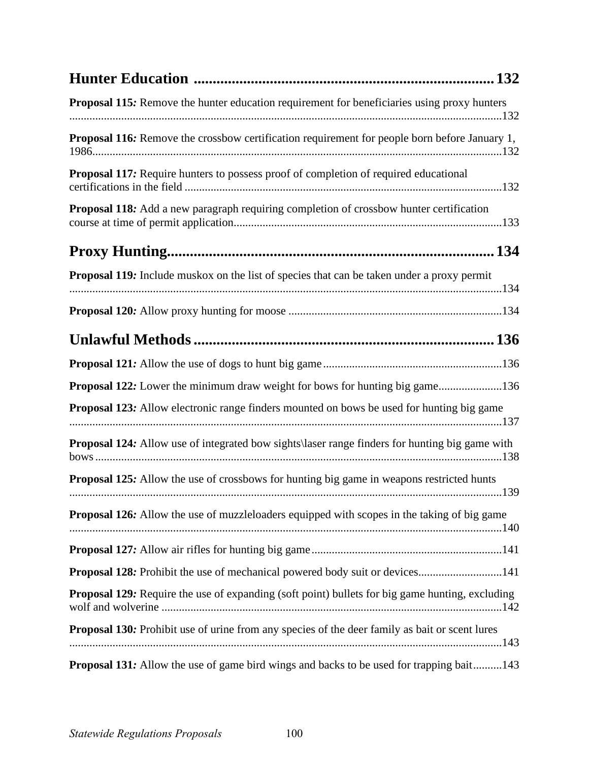## Hunter Education ..... 132

**Proposal 115***:* Remove the hunter education requirement for beneficiaries using proxy hunters ..... 132

**Proposal 116***:* Remove the crossbow certification requirement for people born before January 1, 1986..... 132

**Proposal 117***:* Require hunters to possess proof of completion of required educational certifications in the field ..... 132

**Proposal 118***:* Add a new paragraph requiring completion of crossbow hunter certification course at time of permit application..... 133

## Proxy Hunting..... 134

**Proposal 119***:* Include muskox on the list of species that can be taken under a proxy permit ..... 134

**Proposal 120***:* Allow proxy hunting for moose ..... 134

## Unlawful Methods..... 136

**Proposal 121***:* Allow the use of dogs to hunt big game..... 136

**Proposal 122***:* Lower the minimum draw weight for bows for hunting big game..... 136

**Proposal 123***:* Allow electronic range finders mounted on bows be used for hunting big game ..... 137

**Proposal 124***:* Allow use of integrated bow sights\laser range finders for hunting big game with bows..... 138

**Proposal 125***:* Allow the use of crossbows for hunting big game in weapons restricted hunts ..... 139

**Proposal 126***:* Allow the use of muzzleloaders equipped with scopes in the taking of big game ..... 140

**Proposal 127***:* Allow air rifles for hunting big game..... 141

**Proposal 128***:* Prohibit the use of mechanical powered body suit or devices..... 141

**Proposal 129***:* Require the use of expanding (soft point) bullets for big game hunting, excluding wolf and wolverine ..... 142

**Proposal 130***:* Prohibit use of urine from any species of the deer family as bait or scent lures ..... 143

**Proposal 131***:* Allow the use of game bird wings and backs to be used for trapping bait..... 143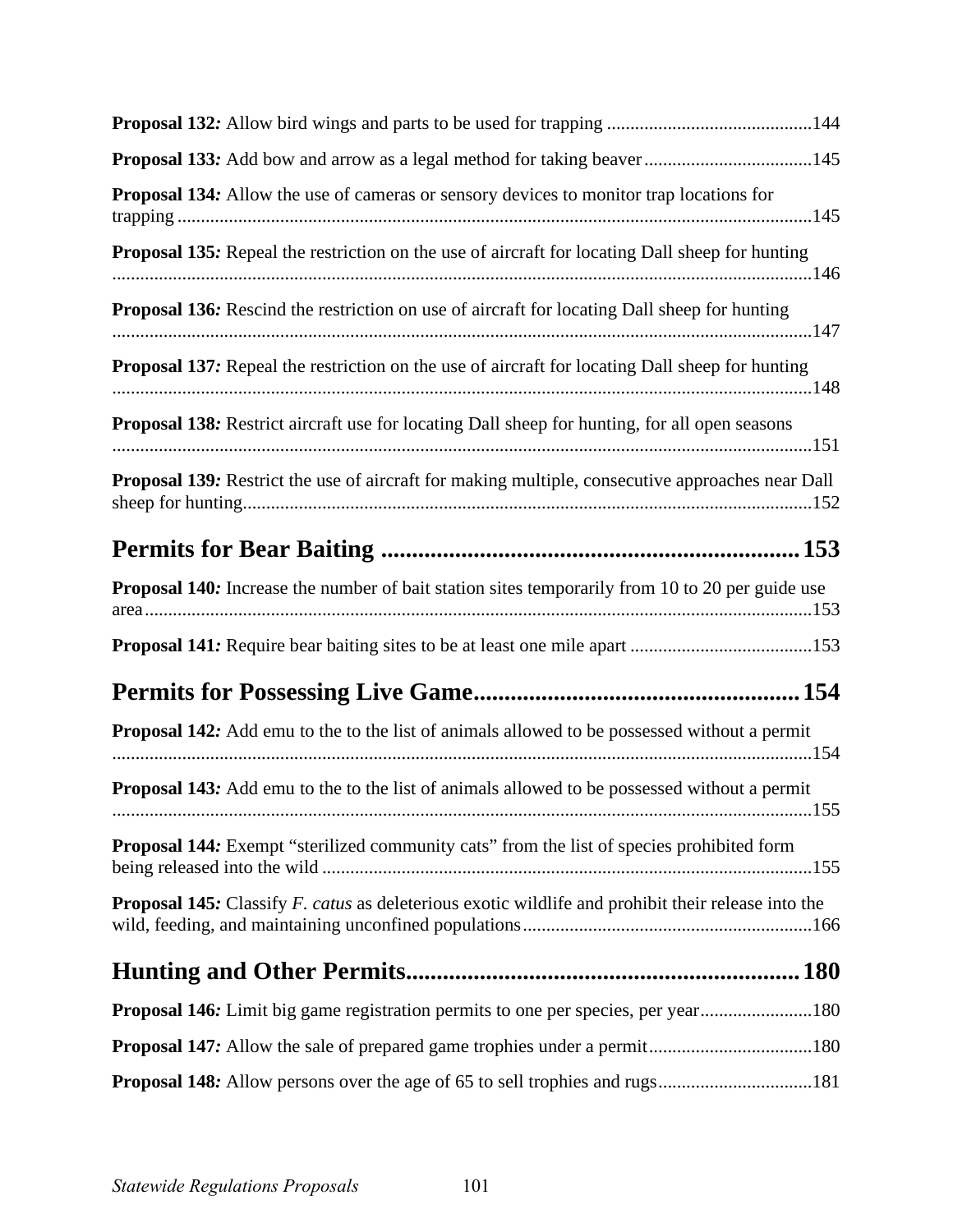**Proposal 132*:*** Allow bird wings and parts to be used for trapping ............................................144

**Proposal 133*:*** Add bow and arrow as a legal method for taking beaver....................................145

**Proposal 134*:*** Allow the use of cameras or sensory devices to monitor trap locations for trapping ......................................................................................................................................145

**Proposal 135*:*** Repeal the restriction on the use of aircraft for locating Dall sheep for hunting .....................................................................................................................................146

**Proposal 136*:*** Rescind the restriction on use of aircraft for locating Dall sheep for hunting .....................................................................................................................................147

**Proposal 137*:*** Repeal the restriction on the use of aircraft for locating Dall sheep for hunting .....................................................................................................................................148

**Proposal 138*:*** Restrict aircraft use for locating Dall sheep for hunting, for all open seasons .....................................................................................................................................151

**Proposal 139*:*** Restrict the use of aircraft for making multiple, consecutive approaches near Dall sheep for hunting.........................................................................................................................152

## Permits for Bear Baiting ....................................................................153

**Proposal 140*:*** Increase the number of bait station sites temporarily from 10 to 20 per guide use area..............................................................................................................................................153

**Proposal 141*:*** Require bear baiting sites to be at least one mile apart .......................................153

## Permits for Possessing Live Game.....................................................154

**Proposal 142*:*** Add emu to the to the list of animals allowed to be possessed without a permit .....................................................................................................................................154

**Proposal 143*:*** Add emu to the to the list of animals allowed to be possessed without a permit .....................................................................................................................................155

**Proposal 144*:*** Exempt "sterilized community cats" from the list of species prohibited form being released into the wild .........................................................................................................155

**Proposal 145*:*** Classify *F. catus* as deleterious exotic wildlife and prohibit their release into the wild, feeding, and maintaining unconfined populations.............................................................166

## Hunting and Other Permits................................................................180

**Proposal 146*:*** Limit big game registration permits to one per species, per year........................180

**Proposal 147*:*** Allow the sale of prepared game trophies under a permit...................................180

**Proposal 148*:*** Allow persons over the age of 65 to sell trophies and rugs.................................181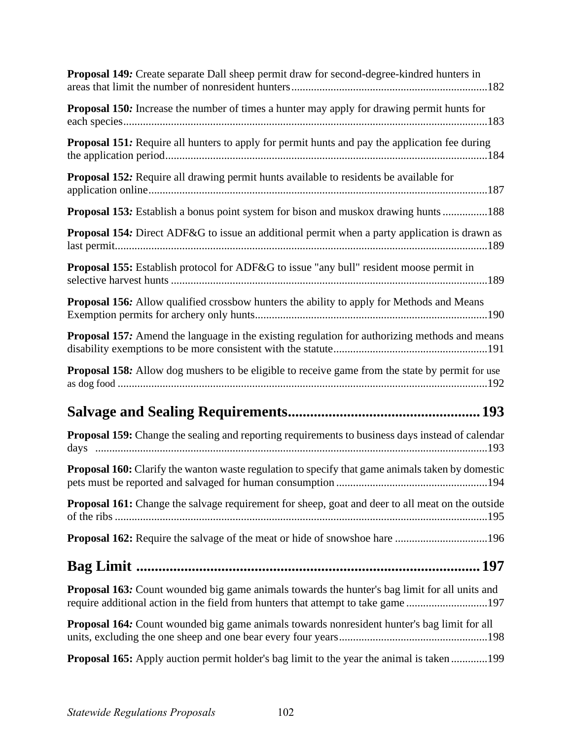**Proposal 149:** Create separate Dall sheep permit draw for second-degree-kindred hunters in areas that limit the number of nonresident hunters......................................................................182

**Proposal 150:** Increase the number of times a hunter may apply for drawing permit hunts for each species..................................................................................................................................183

**Proposal 151:** Require all hunters to apply for permit hunts and pay the application fee during the application period..................................................................................................................184

**Proposal 152:** Require all drawing permit hunts available to residents be available for application online.........................................................................................................................187

**Proposal 153:** Establish a bonus point system for bison and muskox drawing hunts ................188

**Proposal 154:** Direct ADF&G to issue an additional permit when a party application is drawn as last permit.....................................................................................................................................189

**Proposal 155:** Establish protocol for ADF&G to issue "any bull" resident moose permit in selective harvest hunts .................................................................................................................189

**Proposal 156:** Allow qualified crossbow hunters the ability to apply for Methods and Means Exemption permits for archery only hunts...................................................................................190

**Proposal 157:** Amend the language in the existing regulation for authorizing methods and means disability exemptions to be more consistent with the statute.......................................................191

**Proposal 158:** Allow dog mushers to be eligible to receive game from the state by permit for use as dog food ....................................................................................................................................192

## Salvage and Sealing Requirements....................................................193

**Proposal 159:** Change the sealing and reporting requirements to business days instead of calendar days ............................................................................................................................................193

**Proposal 160:** Clarify the wanton waste regulation to specify that game animals taken by domestic pets must be reported and salvaged for human consumption ......................................................194

**Proposal 161:** Change the salvage requirement for sheep, goat and deer to all meat on the outside of the ribs ....................................................................................................................................195

**Proposal 162:** Require the salvage of the meat or hide of snowshoe hare .................................196

## Bag Limit ...........................................................................................197

**Proposal 163:** Count wounded big game animals towards the hunter's bag limit for all units and require additional action in the field from hunters that attempt to take game .............................197

**Proposal 164:** Count wounded big game animals towards nonresident hunter's bag limit for all units, excluding the one sheep and one bear every four years.....................................................198

**Proposal 165:** Apply auction permit holder's bag limit to the year the animal is taken .............199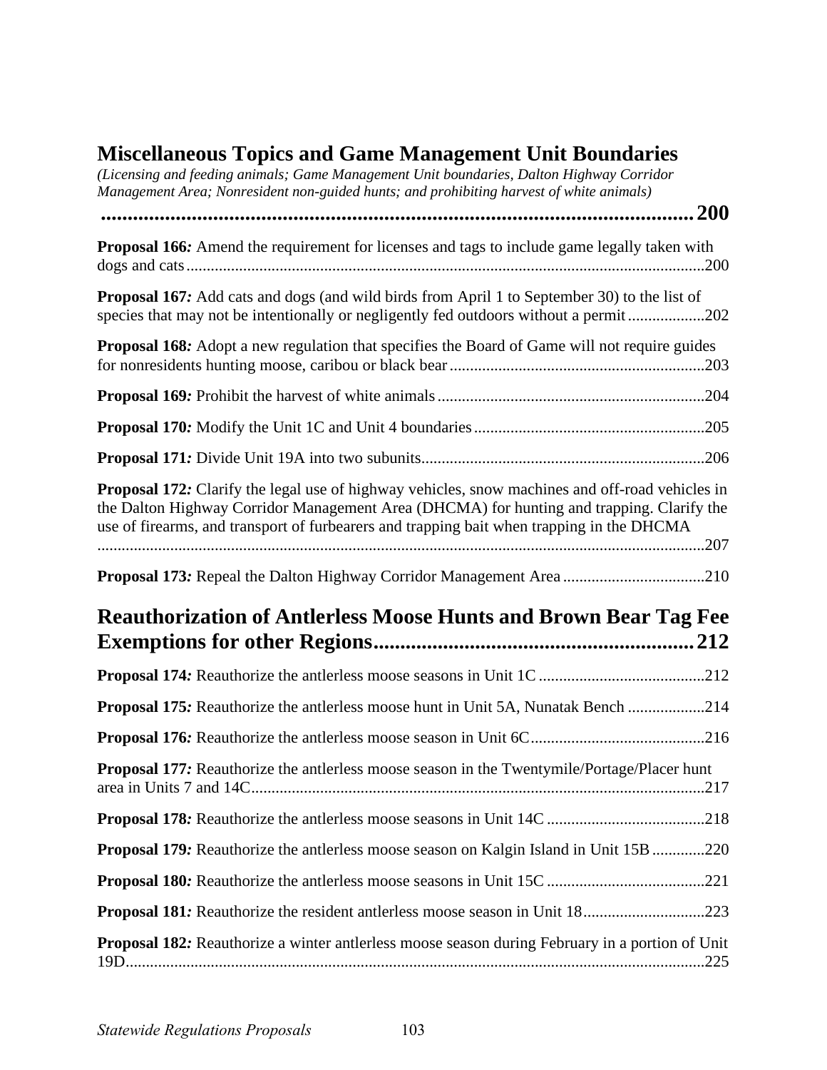## Miscellaneous Topics and Game Management Unit Boundaries

*(Licensing and feeding animals; Game Management Unit boundaries, Dalton Highway Corridor Management Area; Nonresident non-guided hunts; and prohibiting harvest of white animals)* ..................................................................................................................... **200**

**Proposal 166***:* Amend the requirement for licenses and tags to include game legally taken with dogs and cats................................................................................................................................200

**Proposal 167***:* Add cats and dogs (and wild birds from April 1 to September 30) to the list of species that may not be intentionally or negligently fed outdoors without a permit...................202

**Proposal 168***:* Adopt a new regulation that specifies the Board of Game will not require guides for nonresidents hunting moose, caribou or black bear...............................................................203

**Proposal 169***:* Prohibit the harvest of white animals..................................................................204

**Proposal 170***:* Modify the Unit 1C and Unit 4 boundaries.........................................................205

**Proposal 171***:* Divide Unit 19A into two subunits......................................................................206

**Proposal 172***:* Clarify the legal use of highway vehicles, snow machines and off-road vehicles in the Dalton Highway Corridor Management Area (DHCMA) for hunting and trapping. Clarify the use of firearms, and transport of furbearers and trapping bait when trapping in the DHCMA .....................................................................................................................................................207

**Proposal 173***:* Repeal the Dalton Highway Corridor Management Area...................................210

## Reauthorization of Antlerless Moose Hunts and Brown Bear Tag Fee Exemptions for other Regions............................................................ 212

**Proposal 174***:* Reauthorize the antlerless moose seasons in Unit 1C.........................................212

**Proposal 175***:* Reauthorize the antlerless moose hunt in Unit 5A, Nunatak Bench ...................214

**Proposal 176***:* Reauthorize the antlerless moose season in Unit 6C...........................................216

**Proposal 177***:* Reauthorize the antlerless moose season in the Twentymile/Portage/Placer hunt area in Units 7 and 14C...............................................................................................................217

**Proposal 178***:* Reauthorize the antlerless moose seasons in Unit 14C .......................................218

**Proposal 179***:* Reauthorize the antlerless moose season on Kalgin Island in Unit 15B.............220

**Proposal 180***:* Reauthorize the antlerless moose seasons in Unit 15C .......................................221

**Proposal 181***:* Reauthorize the resident antlerless moose season in Unit 18..............................223

**Proposal 182***:* Reauthorize a winter antlerless moose season during February in a portion of Unit 19D.............................................................................................................................................225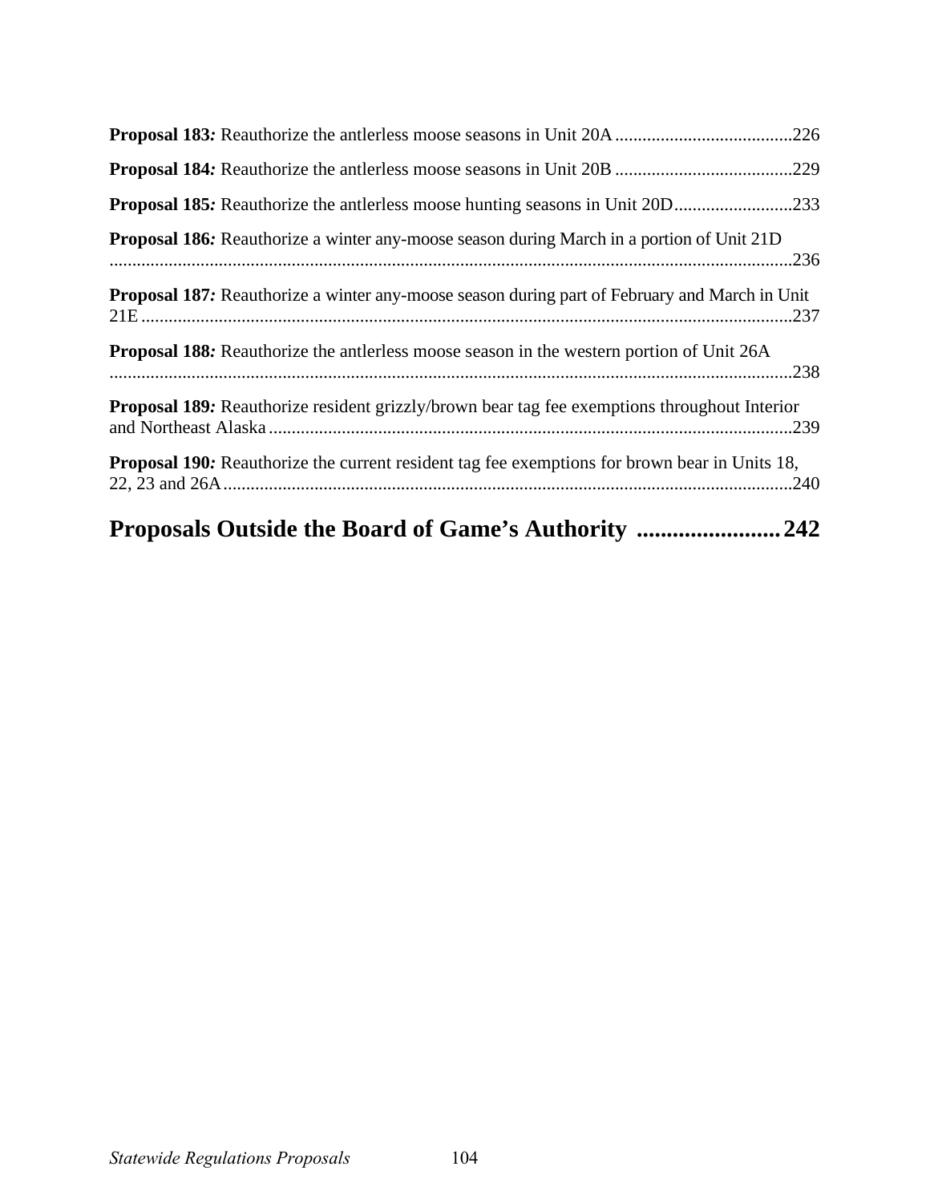**Proposal 183***:* Reauthorize the antlerless moose seasons in Unit 20A........................................226

**Proposal 184***:* Reauthorize the antlerless moose seasons in Unit 20B........................................229

**Proposal 185***:* Reauthorize the antlerless moose hunting seasons in Unit 20D..........................233

**Proposal 186***:* Reauthorize a winter any-moose season during March in a portion of Unit 21D ......................................................................................................................................................236

**Proposal 187***:* Reauthorize a winter any-moose season during part of February and March in Unit 21E..............................................................................................................................................237

**Proposal 188***:* Reauthorize the antlerless moose season in the western portion of Unit 26A ......................................................................................................................................................238

**Proposal 189***:* Reauthorize resident grizzly/brown bear tag fee exemptions throughout Interior and Northeast Alaska...................................................................................................................239

**Proposal 190***:* Reauthorize the current resident tag fee exemptions for brown bear in Units 18, 22, 23 and 26A............................................................................................................................240

## Proposals Outside the Board of Game's Authority ........................242